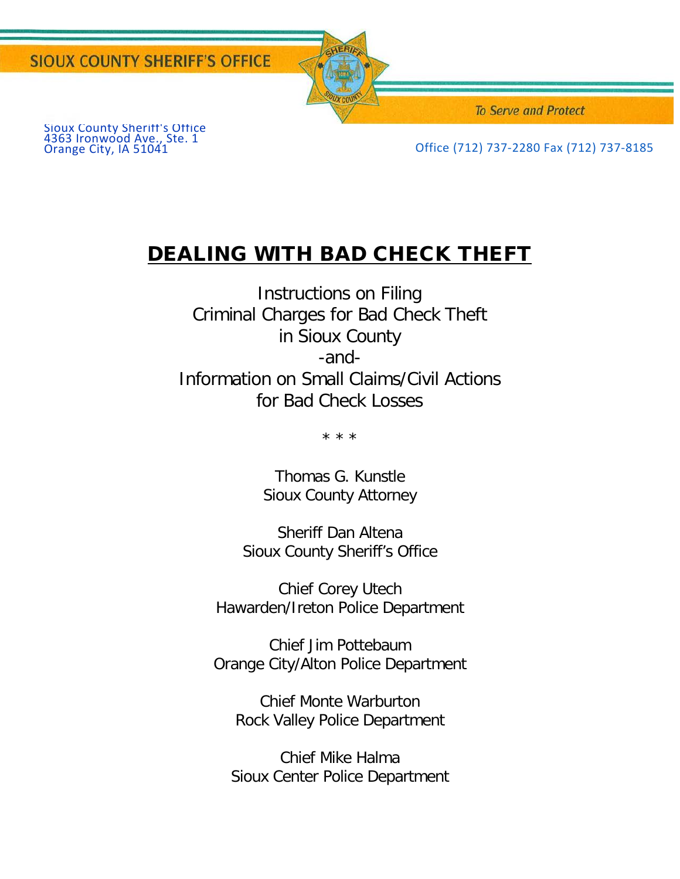SIOUX COUNTY SHERIFF'S OFFICE

*To Serve and Protect*

Sioux County Sheriff's Office
4363 Ironwood Ave., Ste. 1
Orange City, IA 51041

Office (712) 737-2280 Fax (712) 737-8185

# DEALING WITH BAD CHECK THEFT

Instructions on Filing
Criminal Charges for Bad Check Theft
in Sioux County
-and-
Information on Small Claims/Civil Actions
for Bad Check Losses

\* \* \*

Thomas G. Kunstle
Sioux County Attorney

Sheriff Dan Altena
Sioux County Sheriff's Office

Chief Corey Utech
Hawarden/Ireton Police Department

Chief Jim Pottebaum
Orange City/Alton Police Department

Chief Monte Warburton
Rock Valley Police Department

Chief Mike Halma
Sioux Center Police Department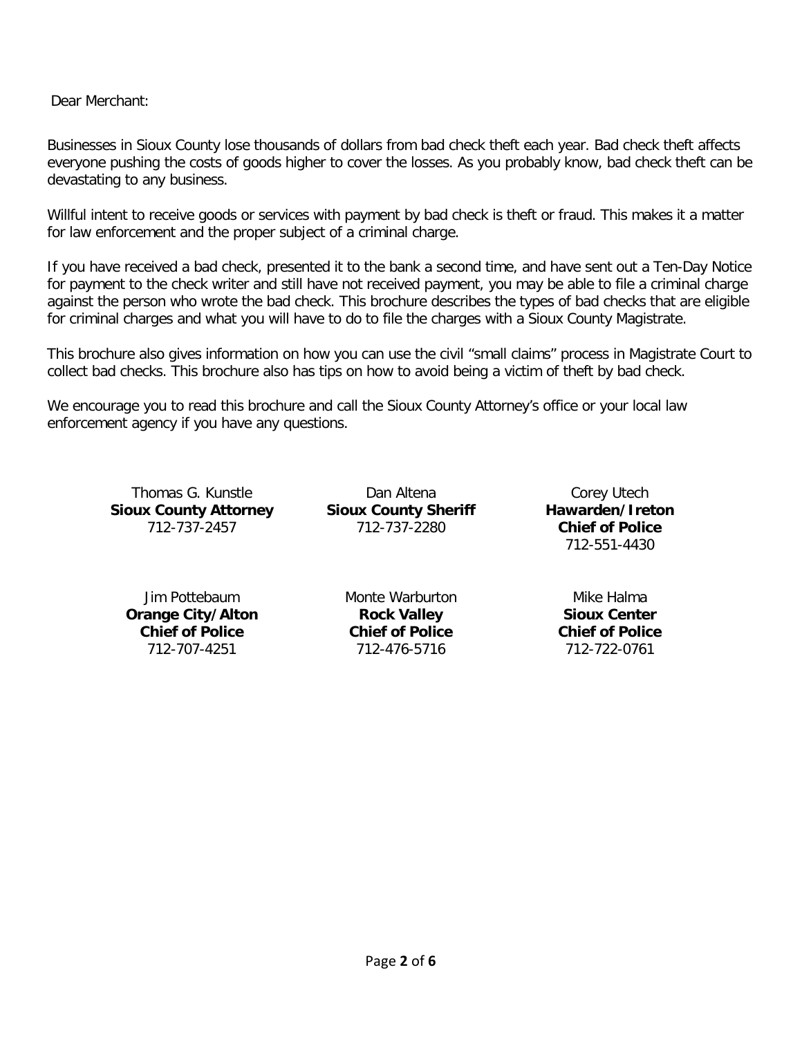Dear Merchant:

Businesses in Sioux County lose thousands of dollars from bad check theft each year. Bad check theft affects everyone pushing the costs of goods higher to cover the losses. As you probably know, bad check theft can be devastating to any business.

Willful intent to receive goods or services with payment by bad check is theft or fraud. This makes it a matter for law enforcement and the proper subject of a criminal charge.

If you have received a bad check, presented it to the bank a second time, and have sent out a Ten-Day Notice for payment to the check writer and still have not received payment, you may be able to file a criminal charge against the person who wrote the bad check. This brochure describes the types of bad checks that are eligible for criminal charges and what you will have to do to file the charges with a Sioux County Magistrate.

This brochure also gives information on how you can use the civil "small claims" process in Magistrate Court to collect bad checks. This brochure also has tips on how to avoid being a victim of theft by bad check.

We encourage you to read this brochure and call the Sioux County Attorney's office or your local law enforcement agency if you have any questions.

Thomas G. Kunstle
**Sioux County Attorney**
712-737-2457

Dan Altena
**Sioux County Sheriff**
712-737-2280

Corey Utech
**Hawarden/Ireton Chief of Police**
712-551-4430

Jim Pottebaum
**Orange City/Alton Chief of Police**
712-707-4251

Monte Warburton
**Rock Valley Chief of Police**
712-476-5716

Mike Halma
**Sioux Center Chief of Police**
712-722-0761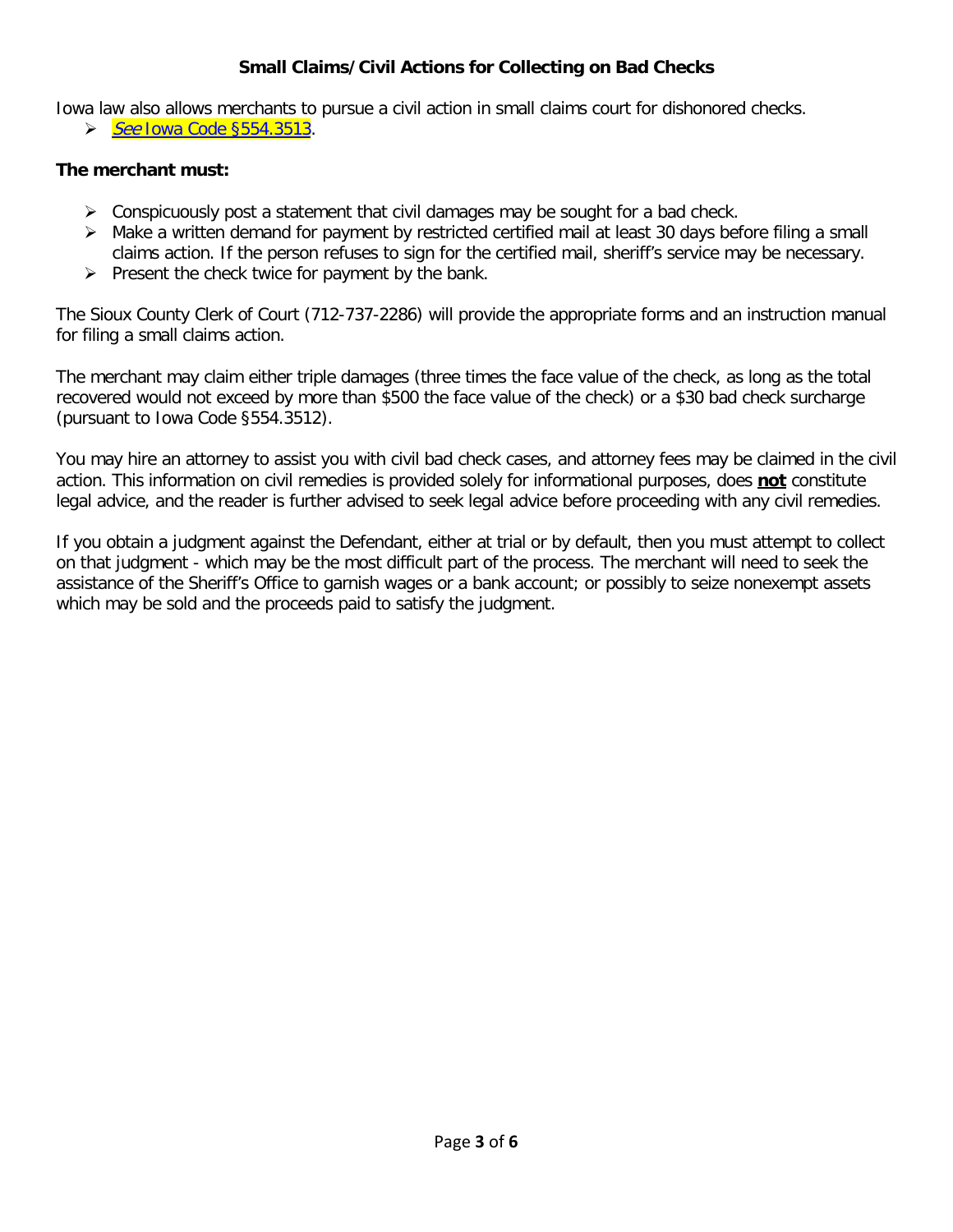## Small Claims/Civil Actions for Collecting on Bad Checks

Iowa law also allows merchants to pursue a civil action in small claims court for dishonored checks.

- *See* Iowa Code §554.3513.

**The merchant must:**

- Conspicuously post a statement that civil damages may be sought for a bad check.
- Make a written demand for payment by restricted certified mail at least 30 days before filing a small claims action. If the person refuses to sign for the certified mail, sheriff's service may be necessary.
- Present the check twice for payment by the bank.

The Sioux County Clerk of Court (712-737-2286) will provide the appropriate forms and an instruction manual for filing a small claims action.

The merchant may claim either triple damages (three times the face value of the check, as long as the total recovered would not exceed by more than $500 the face value of the check) or a $30 bad check surcharge (pursuant to Iowa Code §554.3512).

You may hire an attorney to assist you with civil bad check cases, and attorney fees may be claimed in the civil action. This information on civil remedies is provided solely for informational purposes, does **not** constitute legal advice, and the reader is further advised to seek legal advice before proceeding with any civil remedies.

If you obtain a judgment against the Defendant, either at trial or by default, then you must attempt to collect on that judgment - which may be the most difficult part of the process. The merchant will need to seek the assistance of the Sheriff's Office to garnish wages or a bank account; or possibly to seize nonexempt assets which may be sold and the proceeds paid to satisfy the judgment.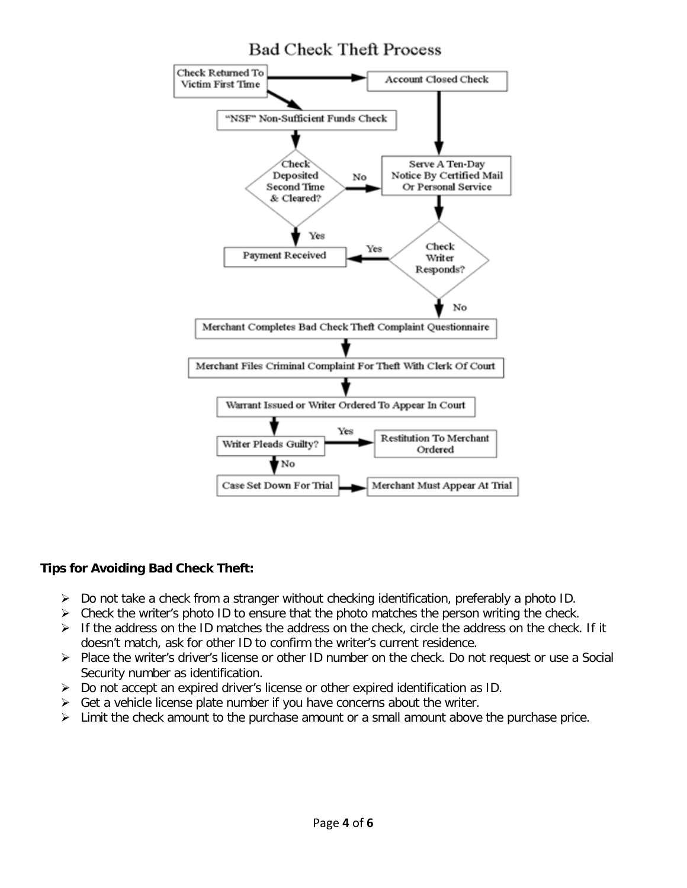## Bad Check Theft Process

- Check Returned To Victim First Time → Account Closed Check
- Check Returned To Victim First Time → "NSF" Non-Sufficient Funds Check
- "NSF" Non-Sufficient Funds Check → Check Deposited Second Time & Cleared?
  - Yes → Payment Received
  - No → Serve A Ten-Day Notice By Certified Mail Or Personal Service
- Account Closed Check → Serve A Ten-Day Notice By Certified Mail Or Personal Service
- Serve A Ten-Day Notice By Certified Mail Or Personal Service → Check Writer Responds?
  - Yes → Payment Received
  - No → Merchant Completes Bad Check Theft Complaint Questionnaire
- Merchant Completes Bad Check Theft Complaint Questionnaire → Merchant Files Criminal Complaint For Theft With Clerk Of Court
- Merchant Files Criminal Complaint For Theft With Clerk Of Court → Warrant Issued or Writer Ordered To Appear In Court
- Warrant Issued or Writer Ordered To Appear In Court → Writer Pleads Guilty?
  - Yes → Restitution To Merchant Ordered
  - No → Case Set Down For Trial
- Case Set Down For Trial → Merchant Must Appear At Trial

**Tips for Avoiding Bad Check Theft:**

- Do not take a check from a stranger without checking identification, preferably a photo ID.
- Check the writer's photo ID to ensure that the photo matches the person writing the check.
- If the address on the ID matches the address on the check, circle the address on the check. If it doesn't match, ask for other ID to confirm the writer's current residence.
- Place the writer's driver's license or other ID number on the check. Do not request or use a Social Security number as identification.
- Do not accept an expired driver's license or other expired identification as ID.
- Get a vehicle license plate number if you have concerns about the writer.
- Limit the check amount to the purchase amount or a small amount above the purchase price.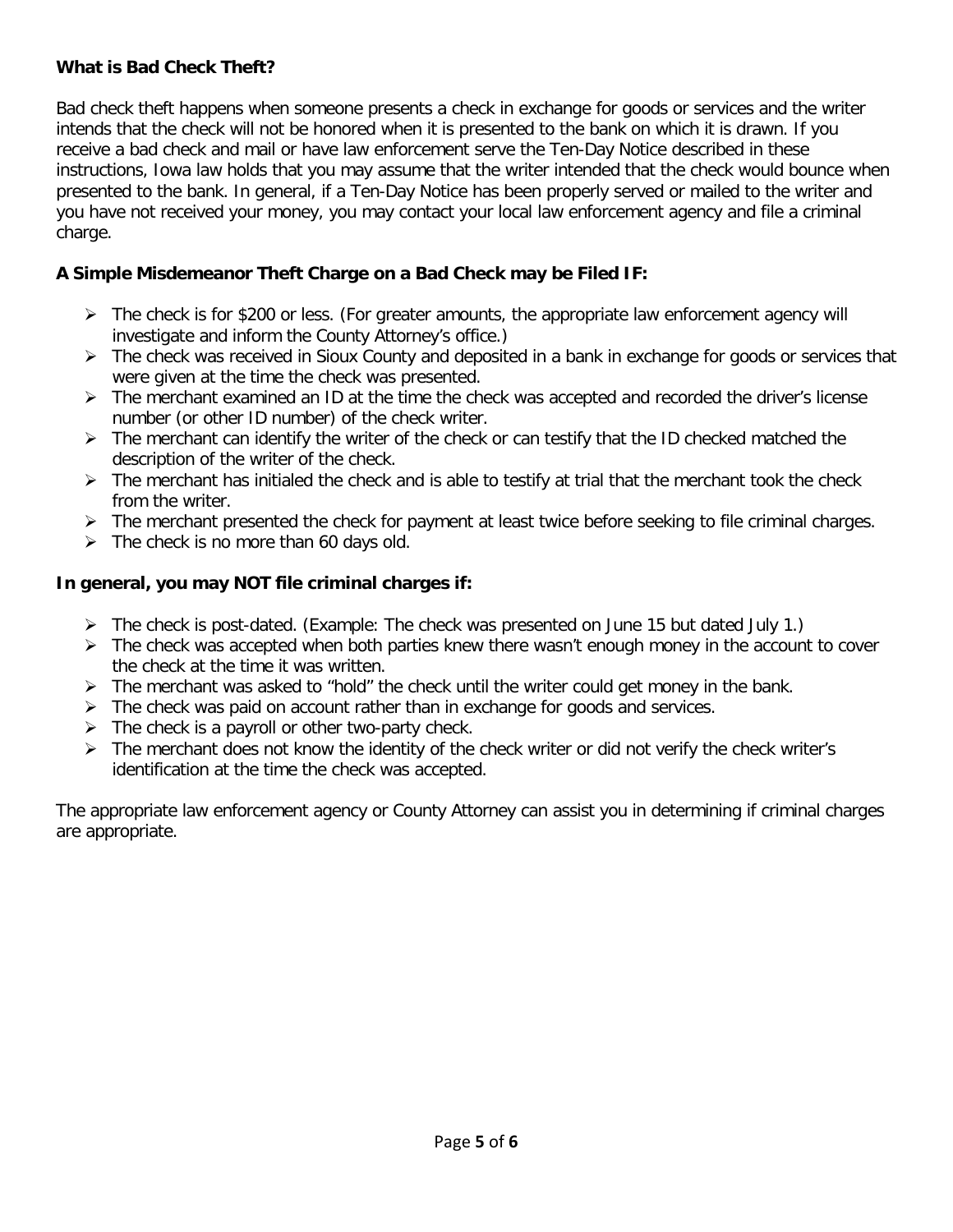**What is Bad Check Theft?**

Bad check theft happens when someone presents a check in exchange for goods or services and the writer intends that the check will not be honored when it is presented to the bank on which it is drawn. If you receive a bad check and mail or have law enforcement serve the Ten-Day Notice described in these instructions, Iowa law holds that you may assume that the writer intended that the check would bounce when presented to the bank. In general, if a Ten-Day Notice has been properly served or mailed to the writer and you have not received your money, you may contact your local law enforcement agency and file a criminal charge.

**A Simple Misdemeanor Theft Charge on a Bad Check may be Filed IF:**

- The check is for $200 or less. (For greater amounts, the appropriate law enforcement agency will investigate and inform the County Attorney's office.)
- The check was received in Sioux County and deposited in a bank in exchange for goods or services that were given at the time the check was presented.
- The merchant examined an ID at the time the check was accepted and recorded the driver's license number (or other ID number) of the check writer.
- The merchant can identify the writer of the check or can testify that the ID checked matched the description of the writer of the check.
- The merchant has initialed the check and is able to testify at trial that the merchant took the check from the writer.
- The merchant presented the check for payment at least twice before seeking to file criminal charges.
- The check is no more than 60 days old.

**In general, you may NOT file criminal charges if:**

- The check is post-dated. (Example: The check was presented on June 15 but dated July 1.)
- The check was accepted when both parties knew there wasn't enough money in the account to cover the check at the time it was written.
- The merchant was asked to "hold" the check until the writer could get money in the bank.
- The check was paid on account rather than in exchange for goods and services.
- The check is a payroll or other two-party check.
- The merchant does not know the identity of the check writer or did not verify the check writer's identification at the time the check was accepted.

The appropriate law enforcement agency or County Attorney can assist you in determining if criminal charges are appropriate.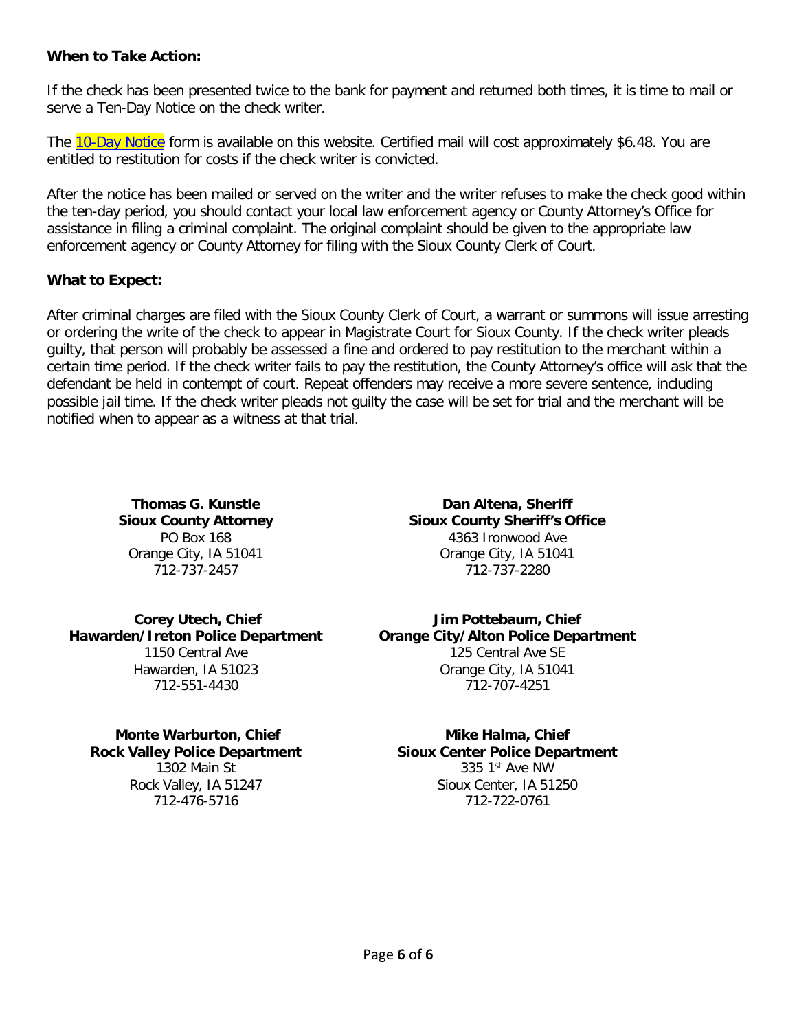**When to Take Action:**

If the check has been presented twice to the bank for payment and returned both times, it is time to mail or serve a Ten-Day Notice on the check writer.

The 10-Day Notice form is available on this website. Certified mail will cost approximately $6.48. You are entitled to restitution for costs if the check writer is convicted.

After the notice has been mailed or served on the writer and the writer refuses to make the check good within the ten-day period, you should contact your local law enforcement agency or County Attorney's Office for assistance in filing a criminal complaint. The original complaint should be given to the appropriate law enforcement agency or County Attorney for filing with the Sioux County Clerk of Court.

**What to Expect:**

After criminal charges are filed with the Sioux County Clerk of Court, a warrant or summons will issue arresting or ordering the write of the check to appear in Magistrate Court for Sioux County. If the check writer pleads guilty, that person will probably be assessed a fine and ordered to pay restitution to the merchant within a certain time period. If the check writer fails to pay the restitution, the County Attorney's office will ask that the defendant be held in contempt of court. Repeat offenders may receive a more severe sentence, including possible jail time. If the check writer pleads not guilty the case will be set for trial and the merchant will be notified when to appear as a witness at that trial.

**Thomas G. Kunstle**
**Sioux County Attorney**
PO Box 168
Orange City, IA 51041
712-737-2457

**Dan Altena, Sheriff**
**Sioux County Sheriff's Office**
4363 Ironwood Ave
Orange City, IA 51041
712-737-2280

**Corey Utech, Chief**
**Hawarden/Ireton Police Department**
1150 Central Ave
Hawarden, IA 51023
712-551-4430

**Jim Pottebaum, Chief**
**Orange City/Alton Police Department**
125 Central Ave SE
Orange City, IA 51041
712-707-4251

**Monte Warburton, Chief**
**Rock Valley Police Department**
1302 Main St
Rock Valley, IA 51247
712-476-5716

**Mike Halma, Chief**
**Sioux Center Police Department**
335 1st Ave NW
Sioux Center, IA 51250
712-722-0761